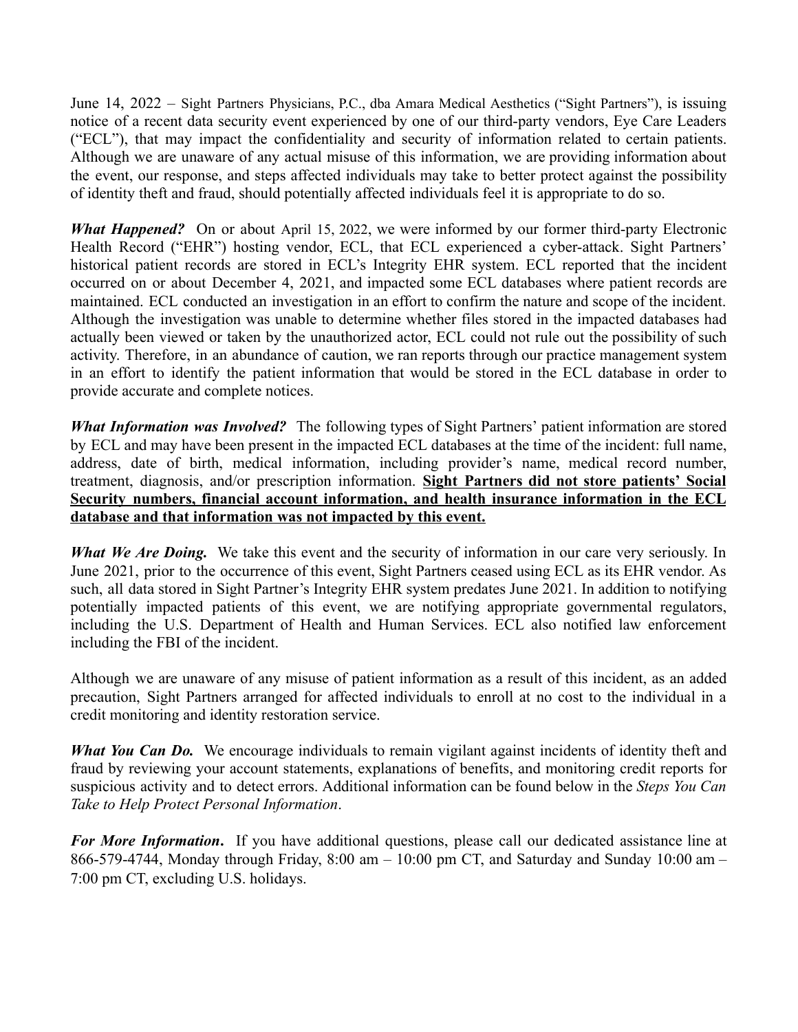June 14, 2022 – Sight Partners Physicians, P.C., dba Amara Medical Aesthetics ("Sight Partners"), is issuing notice of a recent data security event experienced by one of our third-party vendors, Eye Care Leaders ("ECL"), that may impact the confidentiality and security of information related to certain patients. Although we are unaware of any actual misuse of this information, we are providing information about the event, our response, and steps affected individuals may take to better protect against the possibility of identity theft and fraud, should potentially affected individuals feel it is appropriate to do so.

***What Happened?*** On or about April 15, 2022, we were informed by our former third-party Electronic Health Record ("EHR") hosting vendor, ECL, that ECL experienced a cyber-attack. Sight Partners' historical patient records are stored in ECL's Integrity EHR system. ECL reported that the incident occurred on or about December 4, 2021, and impacted some ECL databases where patient records are maintained. ECL conducted an investigation in an effort to confirm the nature and scope of the incident. Although the investigation was unable to determine whether files stored in the impacted databases had actually been viewed or taken by the unauthorized actor, ECL could not rule out the possibility of such activity. Therefore, in an abundance of caution, we ran reports through our practice management system in an effort to identify the patient information that would be stored in the ECL database in order to provide accurate and complete notices.

***What Information was Involved?*** The following types of Sight Partners' patient information are stored by ECL and may have been present in the impacted ECL databases at the time of the incident: full name, address, date of birth, medical information, including provider's name, medical record number, treatment, diagnosis, and/or prescription information. **<u>Sight Partners did not store patients' Social Security numbers, financial account information, and health insurance information in the ECL database and that information was not impacted by this event.</u>**

***What We Are Doing.*** We take this event and the security of information in our care very seriously. In June 2021, prior to the occurrence of this event, Sight Partners ceased using ECL as its EHR vendor. As such, all data stored in Sight Partner's Integrity EHR system predates June 2021. In addition to notifying potentially impacted patients of this event, we are notifying appropriate governmental regulators, including the U.S. Department of Health and Human Services. ECL also notified law enforcement including the FBI of the incident.

Although we are unaware of any misuse of patient information as a result of this incident, as an added precaution, Sight Partners arranged for affected individuals to enroll at no cost to the individual in a credit monitoring and identity restoration service.

***What You Can Do.*** We encourage individuals to remain vigilant against incidents of identity theft and fraud by reviewing your account statements, explanations of benefits, and monitoring credit reports for suspicious activity and to detect errors. Additional information can be found below in the *Steps You Can Take to Help Protect Personal Information*.

***For More Information***. If you have additional questions, please call our dedicated assistance line at 866-579-4744, Monday through Friday, 8:00 am – 10:00 pm CT, and Saturday and Sunday 10:00 am – 7:00 pm CT, excluding U.S. holidays.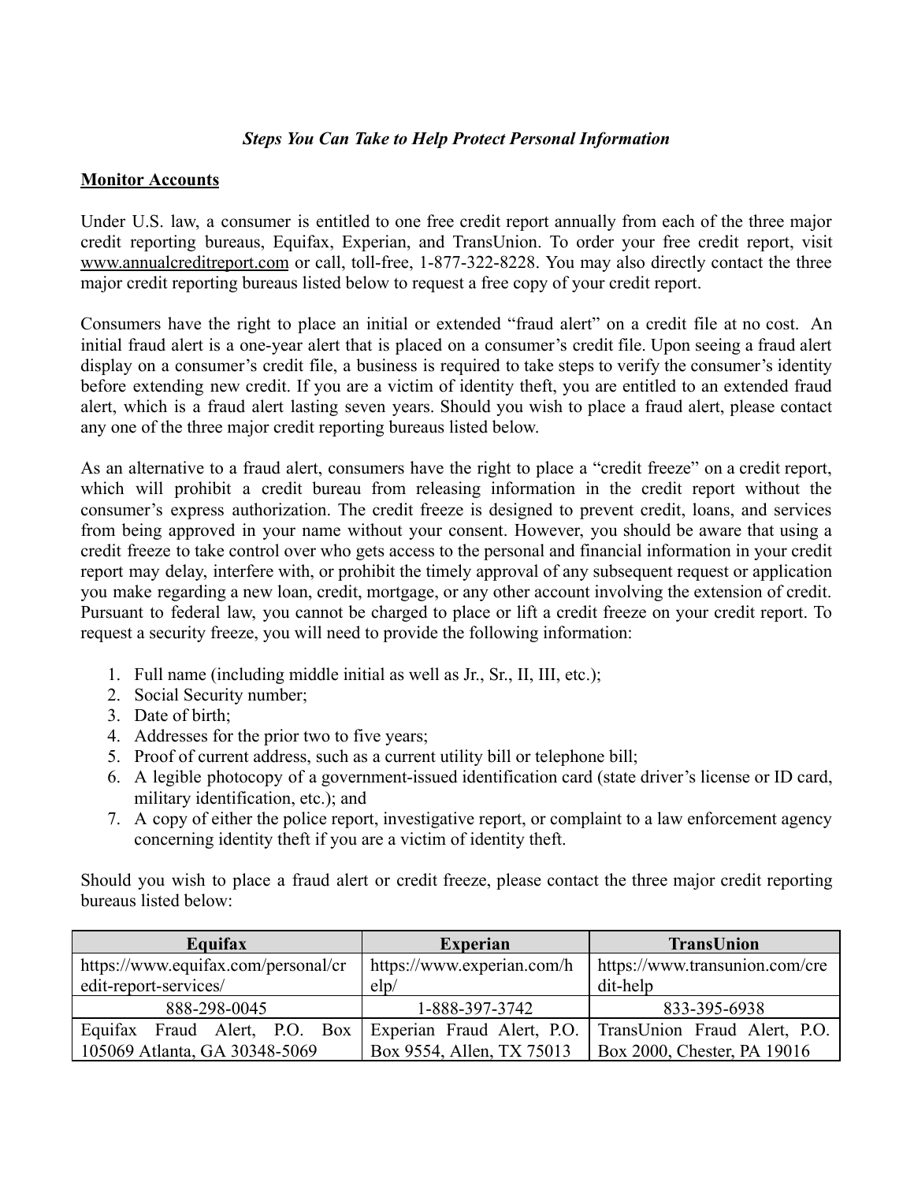***Steps You Can Take to Help Protect Personal Information***

## Monitor Accounts

Under U.S. law, a consumer is entitled to one free credit report annually from each of the three major credit reporting bureaus, Equifax, Experian, and TransUnion. To order your free credit report, visit www.annualcreditreport.com or call, toll-free, 1-877-322-8228. You may also directly contact the three major credit reporting bureaus listed below to request a free copy of your credit report.

Consumers have the right to place an initial or extended "fraud alert" on a credit file at no cost. An initial fraud alert is a one-year alert that is placed on a consumer's credit file. Upon seeing a fraud alert display on a consumer's credit file, a business is required to take steps to verify the consumer's identity before extending new credit. If you are a victim of identity theft, you are entitled to an extended fraud alert, which is a fraud alert lasting seven years. Should you wish to place a fraud alert, please contact any one of the three major credit reporting bureaus listed below.

As an alternative to a fraud alert, consumers have the right to place a "credit freeze" on a credit report, which will prohibit a credit bureau from releasing information in the credit report without the consumer's express authorization. The credit freeze is designed to prevent credit, loans, and services from being approved in your name without your consent. However, you should be aware that using a credit freeze to take control over who gets access to the personal and financial information in your credit report may delay, interfere with, or prohibit the timely approval of any subsequent request or application you make regarding a new loan, credit, mortgage, or any other account involving the extension of credit. Pursuant to federal law, you cannot be charged to place or lift a credit freeze on your credit report. To request a security freeze, you will need to provide the following information:

1. Full name (including middle initial as well as Jr., Sr., II, III, etc.);
2. Social Security number;
3. Date of birth;
4. Addresses for the prior two to five years;
5. Proof of current address, such as a current utility bill or telephone bill;
6. A legible photocopy of a government-issued identification card (state driver's license or ID card, military identification, etc.); and
7. A copy of either the police report, investigative report, or complaint to a law enforcement agency concerning identity theft if you are a victim of identity theft.

Should you wish to place a fraud alert or credit freeze, please contact the three major credit reporting bureaus listed below:

| Equifax | Experian | TransUnion |
|---|---|---|
| https://www.equifax.com/personal/credit-report-services/ | https://www.experian.com/help/ | https://www.transunion.com/credit-help |
| 888-298-0045 | 1-888-397-3742 | 833-395-6938 |
| Equifax Fraud Alert, P.O. Box 105069 Atlanta, GA 30348-5069 | Experian Fraud Alert, P.O. Box 9554, Allen, TX 75013 | TransUnion Fraud Alert, P.O. Box 2000, Chester, PA 19016 |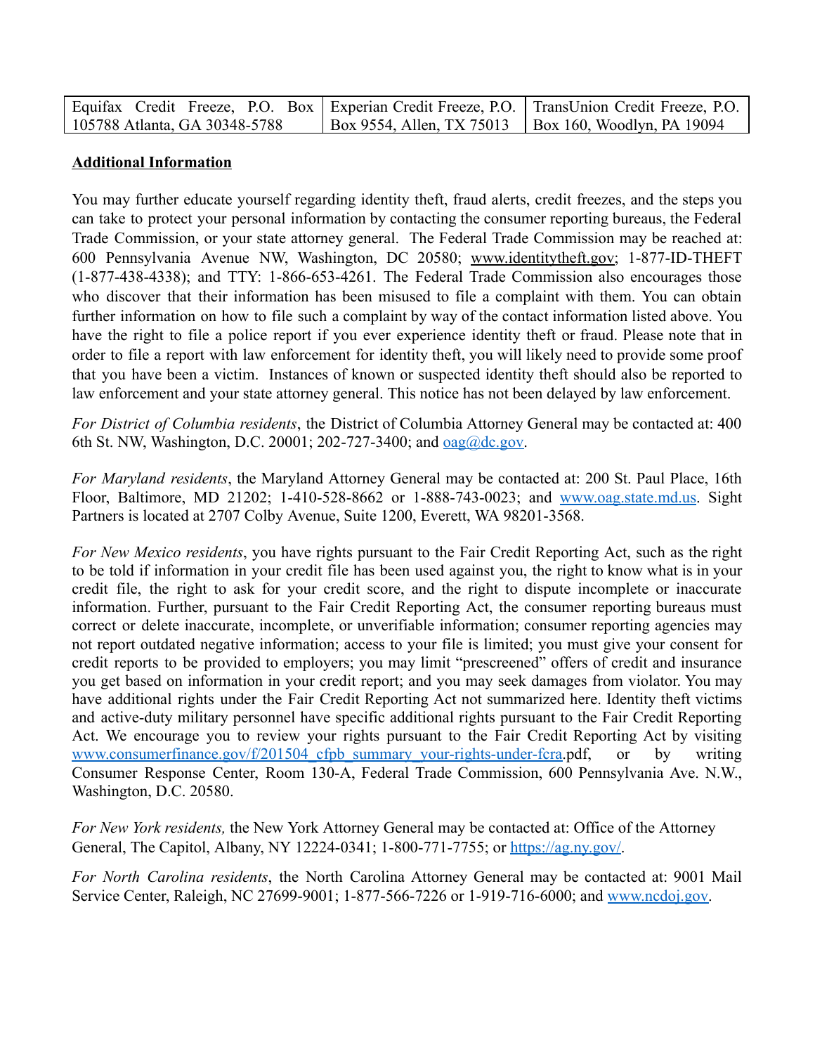| Equifax Credit Freeze, P.O. Box 105788 Atlanta, GA 30348-5788 | Experian Credit Freeze, P.O. Box 9554, Allen, TX 75013 | TransUnion Credit Freeze, P.O. Box 160, Woodlyn, PA 19094 |
|---|---|---|

**Additional Information**

You may further educate yourself regarding identity theft, fraud alerts, credit freezes, and the steps you can take to protect your personal information by contacting the consumer reporting bureaus, the Federal Trade Commission, or your state attorney general. The Federal Trade Commission may be reached at: 600 Pennsylvania Avenue NW, Washington, DC 20580; www.identitytheft.gov; 1-877-ID-THEFT (1-877-438-4338); and TTY: 1-866-653-4261. The Federal Trade Commission also encourages those who discover that their information has been misused to file a complaint with them. You can obtain further information on how to file such a complaint by way of the contact information listed above. You have the right to file a police report if you ever experience identity theft or fraud. Please note that in order to file a report with law enforcement for identity theft, you will likely need to provide some proof that you have been a victim. Instances of known or suspected identity theft should also be reported to law enforcement and your state attorney general. This notice has not been delayed by law enforcement.

*For District of Columbia residents*, the District of Columbia Attorney General may be contacted at: 400 6th St. NW, Washington, D.C. 20001; 202-727-3400; and oag@dc.gov.

*For Maryland residents*, the Maryland Attorney General may be contacted at: 200 St. Paul Place, 16th Floor, Baltimore, MD 21202; 1-410-528-8662 or 1-888-743-0023; and www.oag.state.md.us. Sight Partners is located at 2707 Colby Avenue, Suite 1200, Everett, WA 98201-3568.

*For New Mexico residents*, you have rights pursuant to the Fair Credit Reporting Act, such as the right to be told if information in your credit file has been used against you, the right to know what is in your credit file, the right to ask for your credit score, and the right to dispute incomplete or inaccurate information. Further, pursuant to the Fair Credit Reporting Act, the consumer reporting bureaus must correct or delete inaccurate, incomplete, or unverifiable information; consumer reporting agencies may not report outdated negative information; access to your file is limited; you must give your consent for credit reports to be provided to employers; you may limit "prescreened" offers of credit and insurance you get based on information in your credit report; and you may seek damages from violator. You may have additional rights under the Fair Credit Reporting Act not summarized here. Identity theft victims and active-duty military personnel have specific additional rights pursuant to the Fair Credit Reporting Act. We encourage you to review your rights pursuant to the Fair Credit Reporting Act by visiting www.consumerfinance.gov/f/201504_cfpb_summary_your-rights-under-fcra.pdf, or by writing Consumer Response Center, Room 130-A, Federal Trade Commission, 600 Pennsylvania Ave. N.W., Washington, D.C. 20580.

*For New York residents,* the New York Attorney General may be contacted at: Office of the Attorney General, The Capitol, Albany, NY 12224-0341; 1-800-771-7755; or https://ag.ny.gov/.

*For North Carolina residents*, the North Carolina Attorney General may be contacted at: 9001 Mail Service Center, Raleigh, NC 27699-9001; 1-877-566-7226 or 1-919-716-6000; and www.ncdoj.gov.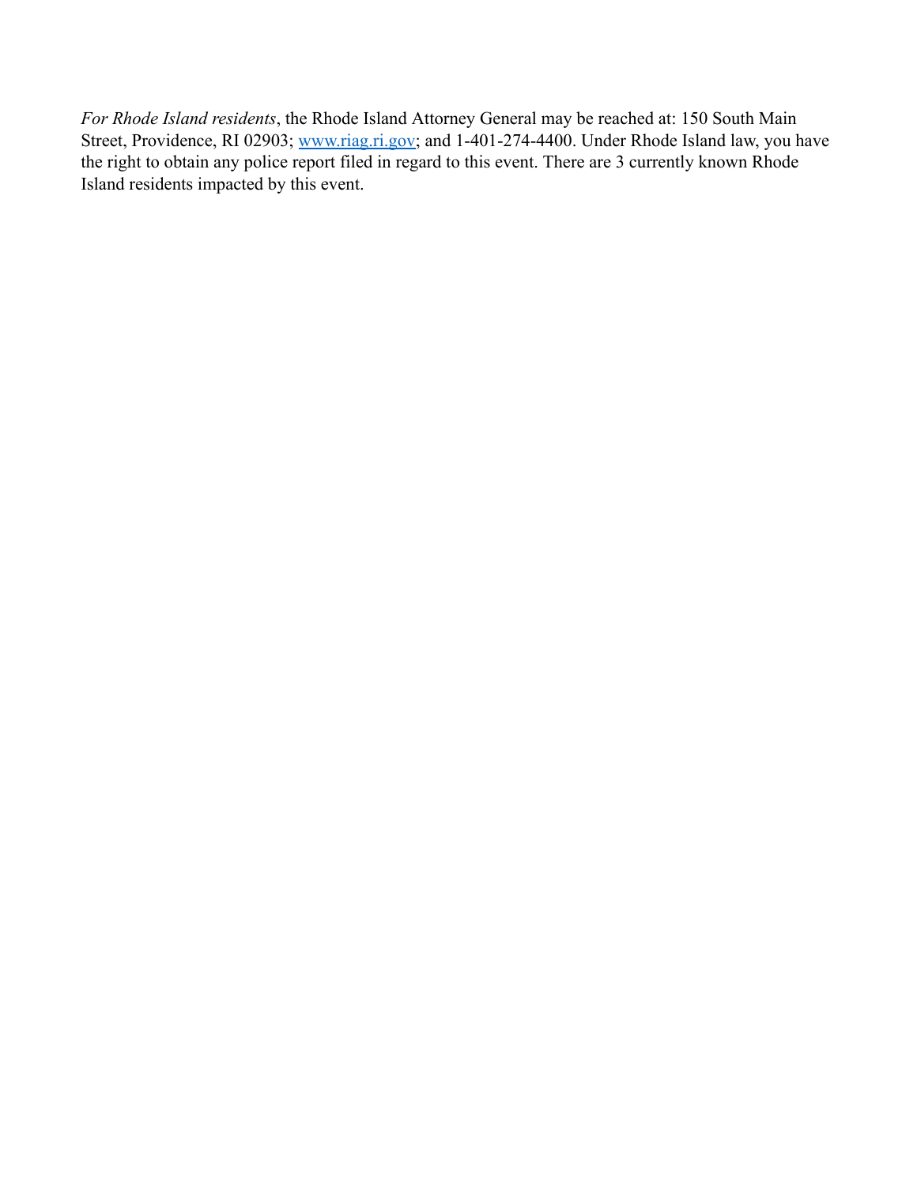*For Rhode Island residents*, the Rhode Island Attorney General may be reached at: 150 South Main Street, Providence, RI 02903; www.riag.ri.gov; and 1-401-274-4400. Under Rhode Island law, you have the right to obtain any police report filed in regard to this event. There are 3 currently known Rhode Island residents impacted by this event.